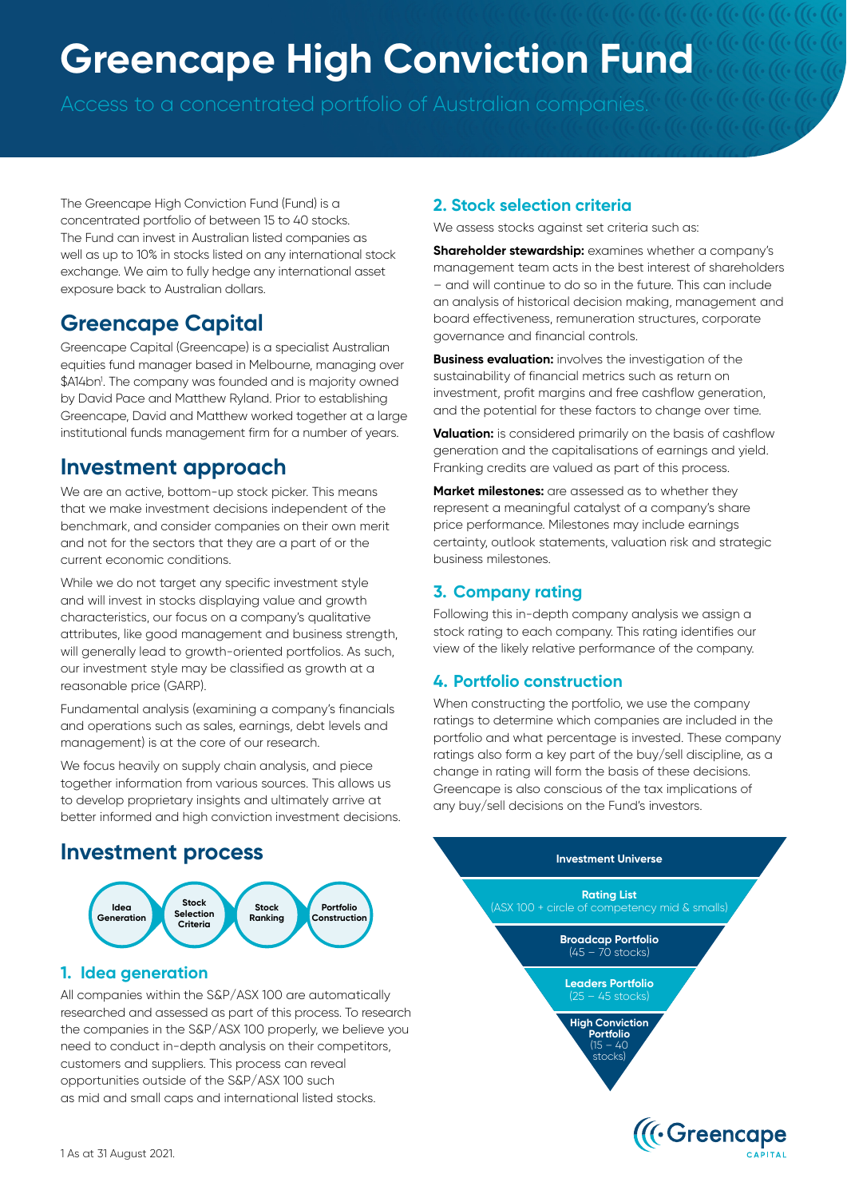# Greencape High Conviction Fund

Access to a concentrated portfolio of Australian companies.

The Greencape High Conviction Fund (Fund) is a concentrated portfolio of between 15 to 40 stocks. The Fund can invest in Australian listed companies as well as up to 10% in stocks listed on any international stock exchange. We aim to fully hedge any international asset exposure back to Australian dollars.

## Greencape Capital

Greencape Capital (Greencape) is a specialist Australian equities fund manager based in Melbourne, managing over $A14bn[1]. The company was founded and is majority owned by David Pace and Matthew Ryland. Prior to establishing Greencape, David and Matthew worked together at a large institutional funds management firm for a number of years.

## Investment approach

We are an active, bottom-up stock picker. This means that we make investment decisions independent of the benchmark, and consider companies on their own merit and not for the sectors that they are a part of or the current economic conditions.

While we do not target any specific investment style and will invest in stocks displaying value and growth characteristics, our focus on a company's qualitative attributes, like good management and business strength, will generally lead to growth-oriented portfolios. As such, our investment style may be classified as growth at a reasonable price (GARP).

Fundamental analysis (examining a company's financials and operations such as sales, earnings, debt levels and management) is at the core of our research.

We focus heavily on supply chain analysis, and piece together information from various sources. This allows us to develop proprietary insights and ultimately arrive at better informed and high conviction investment decisions.

## Investment process

Idea Generation → Stock Selection Criteria → Stock Ranking → Portfolio Construction

### 1. Idea generation

All companies within the S&P/ASX 100 are automatically researched and assessed as part of this process. To research the companies in the S&P/ASX 100 properly, we believe you need to conduct in-depth analysis on their competitors, customers and suppliers. This process can reveal opportunities outside of the S&P/ASX 100 such as mid and small caps and international listed stocks.

### 2. Stock selection criteria

We assess stocks against set criteria such as:

**Shareholder stewardship:** examines whether a company's management team acts in the best interest of shareholders – and will continue to do so in the future. This can include an analysis of historical decision making, management and board effectiveness, remuneration structures, corporate governance and financial controls.

**Business evaluation:** involves the investigation of the sustainability of financial metrics such as return on investment, profit margins and free cashflow generation, and the potential for these factors to change over time.

**Valuation:** is considered primarily on the basis of cashflow generation and the capitalisations of earnings and yield. Franking credits are valued as part of this process.

**Market milestones:** are assessed as to whether they represent a meaningful catalyst of a company's share price performance. Milestones may include earnings certainty, outlook statements, valuation risk and strategic business milestones.

### 3. Company rating

Following this in-depth company analysis we assign a stock rating to each company. This rating identifies our view of the likely relative performance of the company.

### 4. Portfolio construction

When constructing the portfolio, we use the company ratings to determine which companies are included in the portfolio and what percentage is invested. These company ratings also form a key part of the buy/sell discipline, as a change in rating will form the basis of these decisions. Greencape is also conscious of the tax implications of any buy/sell decisions on the Fund's investors.

- **Investment Universe**
- **Rating List** (ASX 100 + circle of competency mid & smalls)
- **Broadcap Portfolio** (45 – 70 stocks)
- **Leaders Portfolio** (25 – 45 stocks)
- **High Conviction Portfolio** (15 – 40 stocks)

1 As at 31 August 2021.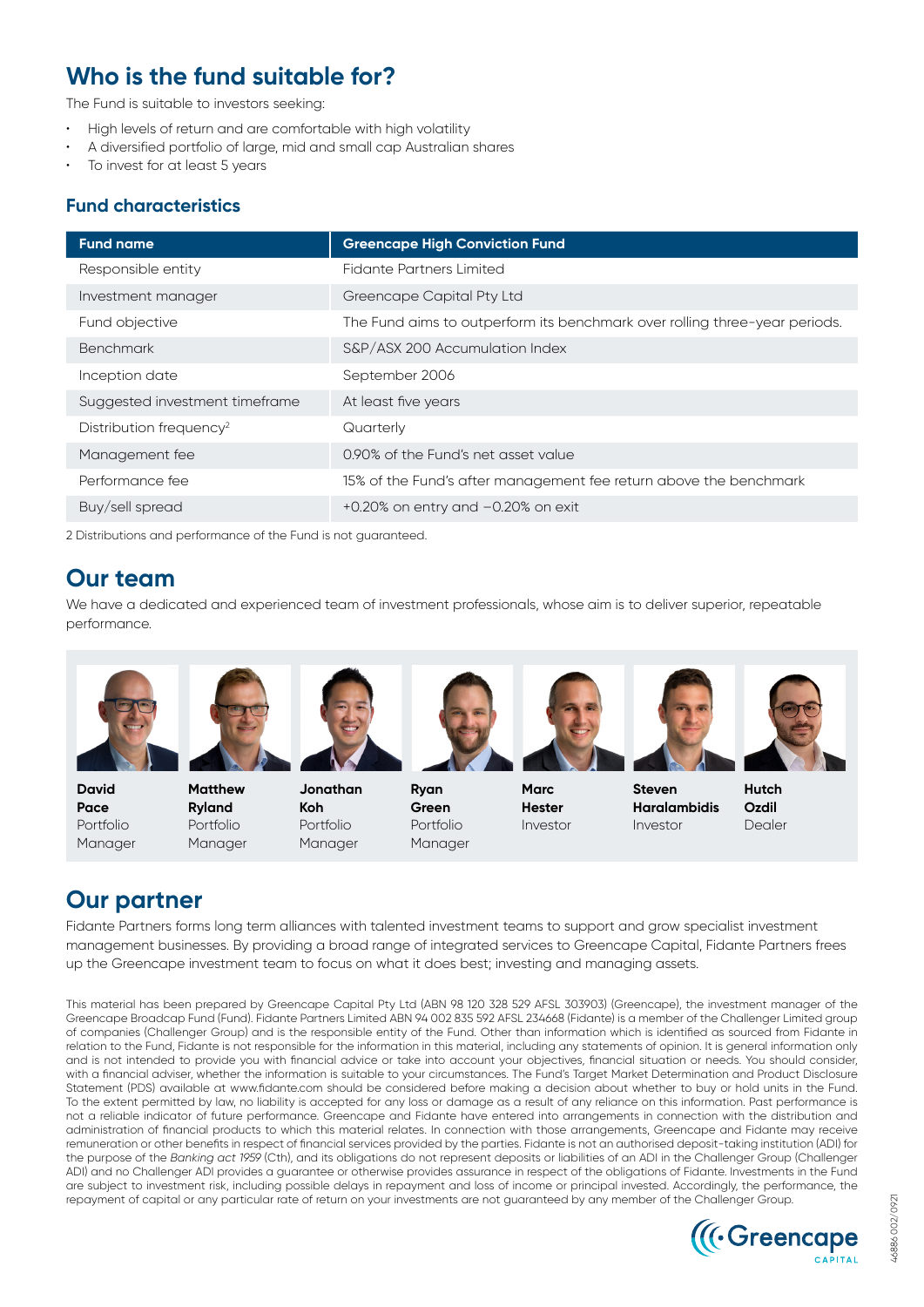## Who is the fund suitable for?

The Fund is suitable to investors seeking:

- High levels of return and are comfortable with high volatility
- A diversified portfolio of large, mid and small cap Australian shares
- To invest for at least 5 years

### Fund characteristics

| Fund name | Greencape High Conviction Fund |
|---|---|
| Responsible entity | Fidante Partners Limited |
| Investment manager | Greencape Capital Pty Ltd |
| Fund objective | The Fund aims to outperform its benchmark over rolling three-year periods. |
| Benchmark | S&P/ASX 200 Accumulation Index |
| Inception date | September 2006 |
| Suggested investment timeframe | At least five years |
| Distribution frequency[2] | Quarterly |
| Management fee | 0.90% of the Fund's net asset value |
| Performance fee | 15% of the Fund's after management fee return above the benchmark |
| Buy/sell spread | +0.20% on entry and −0.20% on exit |

2 Distributions and performance of the Fund is not guaranteed.

## Our team

We have a dedicated and experienced team of investment professionals, whose aim is to deliver superior, repeatable performance.

**David Pace** Portfolio Manager

**Matthew Ryland** Portfolio Manager

**Jonathan Koh** Portfolio Manager

**Ryan Green** Portfolio Manager

**Marc Hester** Investor

**Steven Haralambidis** Investor

**Hutch Ozdil** Dealer

## Our partner

Fidante Partners forms long term alliances with talented investment teams to support and grow specialist investment management businesses. By providing a broad range of integrated services to Greencape Capital, Fidante Partners frees up the Greencape investment team to focus on what it does best; investing and managing assets.

This material has been prepared by Greencape Capital Pty Ltd (ABN 98 120 328 529 AFSL 303903) (Greencape), the investment manager of the Greencape Broadcap Fund (Fund). Fidante Partners Limited ABN 94 002 835 592 AFSL 234668 (Fidante) is a member of the Challenger Limited group of companies (Challenger Group) and is the responsible entity of the Fund. Other than information which is identified as sourced from Fidante in relation to the Fund, Fidante is not responsible for the information in this material, including any statements of opinion. It is general information only and is not intended to provide you with financial advice or take into account your objectives, financial situation or needs. You should consider, with a financial adviser, whether the information is suitable to your circumstances. The Fund's Target Market Determination and Product Disclosure Statement (PDS) available at www.fidante.com should be considered before making a decision about whether to buy or hold units in the Fund. To the extent permitted by law, no liability is accepted for any loss or damage as a result of any reliance on this information. Past performance is not a reliable indicator of future performance. Greencape and Fidante have entered into arrangements in connection with the distribution and administration of financial products to which this material relates. In connection with those arrangements, Greencape and Fidante may receive remuneration or other benefits in respect of financial services provided by the parties. Fidante is not an authorised deposit-taking institution (ADI) for the purpose of the *Banking act 1959* (Cth), and its obligations do not represent deposits or liabilities of an ADI in the Challenger Group (Challenger ADI) and no Challenger ADI provides a guarantee or otherwise provides assurance in respect of the obligations of Fidante. Investments in the Fund are subject to investment risk, including possible delays in repayment and loss of income or principal invested. Accordingly, the performance, the repayment of capital or any particular rate of return on your investments are not guaranteed by any member of the Challenger Group.

Greencape CAPITAL

46886 002/0921